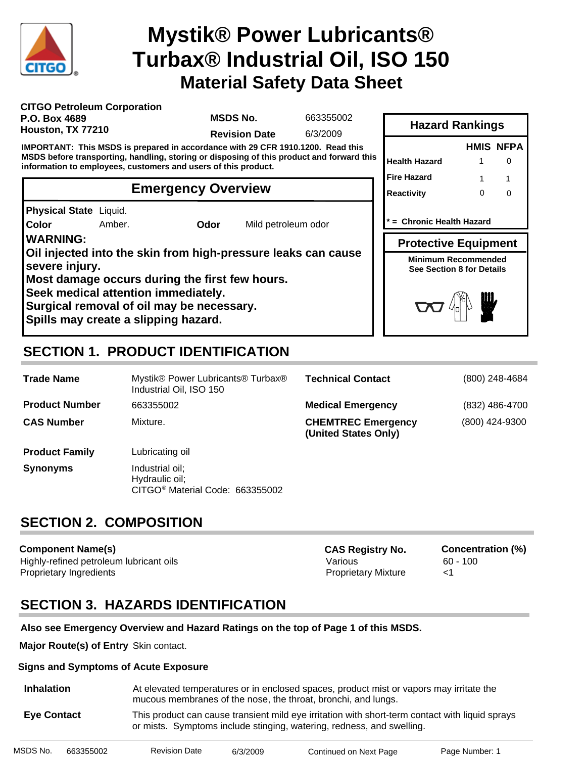# Mystik® Power Lubricants® Turbax® Industrial Oil, ISO 150

## Material Safety Data Sheet

**CITGO Petroleum Corporation**
**P.O. Box 4689**
**Houston, TX 77210**

**MSDS No.** 663355002
**Revision Date** 6/3/2009

**IMPORTANT: This MSDS is prepared in accordance with 29 CFR 1910.1200. Read this MSDS before transporting, handling, storing or disposing of this product and forward this information to employees, customers and users of this product.**

### Hazard Rankings

| | HMIS | NFPA |
|---|---|---|
| Health Hazard | 1 | 0 |
| Fire Hazard | 1 | 1 |
| Reactivity | 0 | 0 |

**\* = Chronic Health Hazard**

### Protective Equipment

**Minimum Recommended**
**See Section 8 for Details**

### Emergency Overview

**Physical State** Liquid.
**Color** Amber. **Odor** Mild petroleum odor

**WARNING:**
**Oil injected into the skin from high-pressure leaks can cause severe injury.**
**Most damage occurs during the first few hours.**
**Seek medical attention immediately.**
**Surgical removal of oil may be necessary.**
**Spills may create a slipping hazard.**

## SECTION 1. PRODUCT IDENTIFICATION

| | | | |
|---|---|---|---|
| **Trade Name** | Mystik® Power Lubricants® Turbax® Industrial Oil, ISO 150 | **Technical Contact** | (800) 248-4684 |
| **Product Number** | 663355002 | **Medical Emergency** | (832) 486-4700 |
| **CAS Number** | Mixture. | **CHEMTREC Emergency (United States Only)** | (800) 424-9300 |
| **Product Family** | Lubricating oil | | |
| **Synonyms** | Industrial oil; Hydraulic oil; CITGO® Material Code: 663355002 | | |

## SECTION 2. COMPOSITION

| Component Name(s) | CAS Registry No. | Concentration (%) |
|---|---|---|
| Highly-refined petroleum lubricant oils | Various | 60 - 100 |
| Proprietary Ingredients | Proprietary Mixture | <1 |

## SECTION 3. HAZARDS IDENTIFICATION

**Also see Emergency Overview and Hazard Ratings on the top of Page 1 of this MSDS.**

**Major Route(s) of Entry** Skin contact.

**Signs and Symptoms of Acute Exposure**

**Inhalation** At elevated temperatures or in enclosed spaces, product mist or vapors may irritate the mucous membranes of the nose, the throat, bronchi, and lungs.

**Eye Contact** This product can cause transient mild eye irritation with short-term contact with liquid sprays or mists. Symptoms include stinging, watering, redness, and swelling.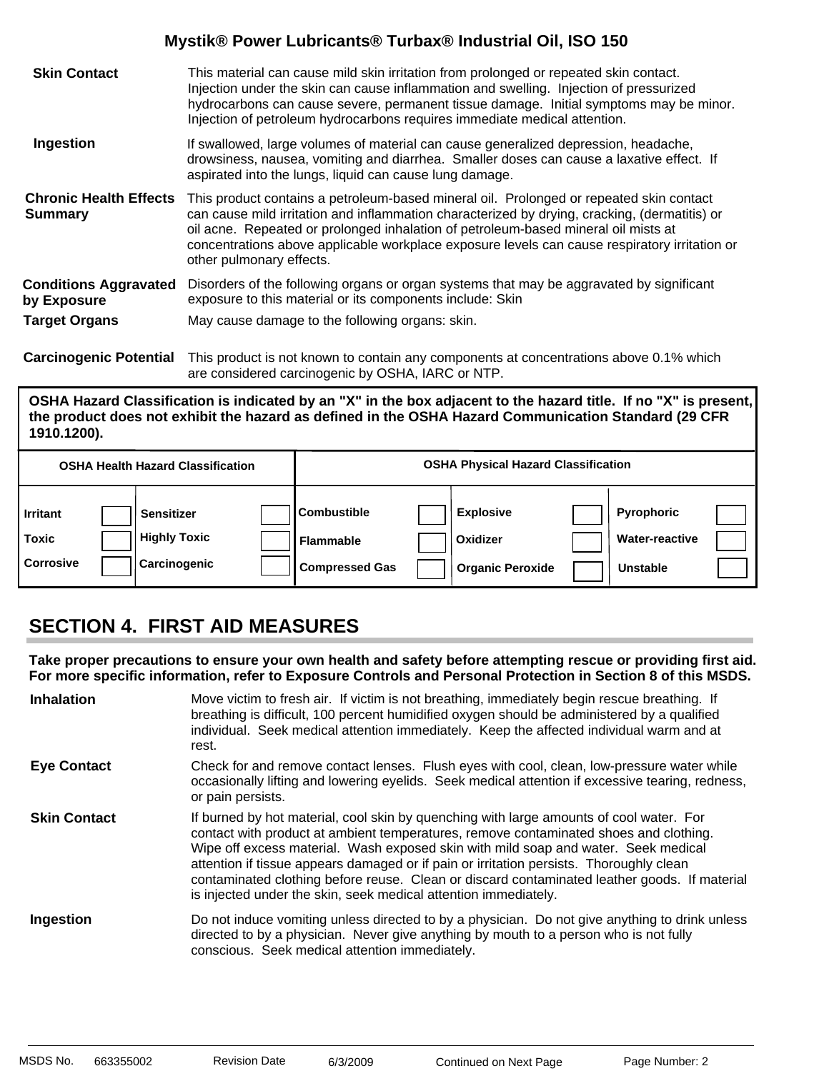**Skin Contact** This material can cause mild skin irritation from prolonged or repeated skin contact. Injection under the skin can cause inflammation and swelling. Injection of pressurized hydrocarbons can cause severe, permanent tissue damage. Initial symptoms may be minor. Injection of petroleum hydrocarbons requires immediate medical attention.

**Ingestion** If swallowed, large volumes of material can cause generalized depression, headache, drowsiness, nausea, vomiting and diarrhea. Smaller doses can cause a laxative effect. If aspirated into the lungs, liquid can cause lung damage.

**Chronic Health Effects Summary** This product contains a petroleum-based mineral oil. Prolonged or repeated skin contact can cause mild irritation and inflammation characterized by drying, cracking, (dermatitis) or oil acne. Repeated or prolonged inhalation of petroleum-based mineral oil mists at concentrations above applicable workplace exposure levels can cause respiratory irritation or other pulmonary effects.

**Conditions Aggravated by Exposure** Disorders of the following organs or organ systems that may be aggravated by significant exposure to this material or its components include: Skin

**Target Organs** May cause damage to the following organs: skin.

**Carcinogenic Potential** This product is not known to contain any components at concentrations above 0.1% which are considered carcinogenic by OSHA, IARC or NTP.

**OSHA Hazard Classification is indicated by an "X" in the box adjacent to the hazard title. If no "X" is present, the product does not exhibit the hazard as defined in the OSHA Hazard Communication Standard (29 CFR 1910.1200).**

| OSHA Health Hazard Classification | | | | OSHA Physical Hazard Classification | | | | | |
|---|---|---|---|---|---|---|---|---|---|
| Irritant | | Sensitizer | | Combustible | | Explosive | | Pyrophoric | |
| Toxic | | Highly Toxic | | Flammable | | Oxidizer | | Water-reactive | |
| Corrosive | | Carcinogenic | | Compressed Gas | | Organic Peroxide | | Unstable | |

## SECTION 4. FIRST AID MEASURES

**Take proper precautions to ensure your own health and safety before attempting rescue or providing first aid. For more specific information, refer to Exposure Controls and Personal Protection in Section 8 of this MSDS.**

**Inhalation** Move victim to fresh air. If victim is not breathing, immediately begin rescue breathing. If breathing is difficult, 100 percent humidified oxygen should be administered by a qualified individual. Seek medical attention immediately. Keep the affected individual warm and at rest.

**Eye Contact** Check for and remove contact lenses. Flush eyes with cool, clean, low-pressure water while occasionally lifting and lowering eyelids. Seek medical attention if excessive tearing, redness, or pain persists.

**Skin Contact** If burned by hot material, cool skin by quenching with large amounts of cool water. For contact with product at ambient temperatures, remove contaminated shoes and clothing. Wipe off excess material. Wash exposed skin with mild soap and water. Seek medical attention if tissue appears damaged or if pain or irritation persists. Thoroughly clean contaminated clothing before reuse. Clean or discard contaminated leather goods. If material is injected under the skin, seek medical attention immediately.

**Ingestion** Do not induce vomiting unless directed to by a physician. Do not give anything to drink unless directed to by a physician. Never give anything by mouth to a person who is not fully conscious. Seek medical attention immediately.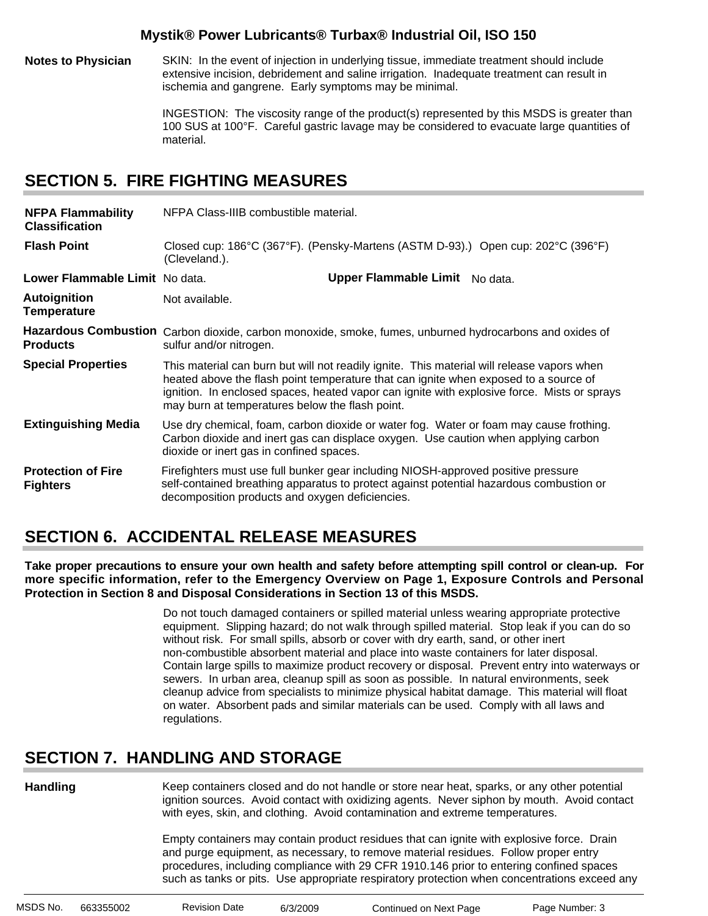**Notes to Physician**

SKIN: In the event of injection in underlying tissue, immediate treatment should include extensive incision, debridement and saline irrigation. Inadequate treatment can result in ischemia and gangrene. Early symptoms may be minimal.

INGESTION: The viscosity range of the product(s) represented by this MSDS is greater than 100 SUS at 100°F. Careful gastric lavage may be considered to evacuate large quantities of material.

## SECTION 5. FIRE FIGHTING MEASURES

**NFPA Flammability Classification**
NFPA Class-IIIB combustible material.

**Flash Point**
Closed cup: 186°C (367°F). (Pensky-Martens (ASTM D-93).) Open cup: 202°C (396°F) (Cleveland.).

**Lower Flammable Limit** No data. **Upper Flammable Limit** No data.

**Autoignition Temperature**
Not available.

**Hazardous Combustion Products**
Carbon dioxide, carbon monoxide, smoke, fumes, unburned hydrocarbons and oxides of sulfur and/or nitrogen.

**Special Properties**
This material can burn but will not readily ignite. This material will release vapors when heated above the flash point temperature that can ignite when exposed to a source of ignition. In enclosed spaces, heated vapor can ignite with explosive force. Mists or sprays may burn at temperatures below the flash point.

**Extinguishing Media**
Use dry chemical, foam, carbon dioxide or water fog. Water or foam may cause frothing. Carbon dioxide and inert gas can displace oxygen. Use caution when applying carbon dioxide or inert gas in confined spaces.

**Protection of Fire Fighters**
Firefighters must use full bunker gear including NIOSH-approved positive pressure self-contained breathing apparatus to protect against potential hazardous combustion or decomposition products and oxygen deficiencies.

## SECTION 6. ACCIDENTAL RELEASE MEASURES

**Take proper precautions to ensure your own health and safety before attempting spill control or clean-up. For more specific information, refer to the Emergency Overview on Page 1, Exposure Controls and Personal Protection in Section 8 and Disposal Considerations in Section 13 of this MSDS.**

Do not touch damaged containers or spilled material unless wearing appropriate protective equipment. Slipping hazard; do not walk through spilled material. Stop leak if you can do so without risk. For small spills, absorb or cover with dry earth, sand, or other inert non-combustible absorbent material and place into waste containers for later disposal. Contain large spills to maximize product recovery or disposal. Prevent entry into waterways or sewers. In urban area, cleanup spill as soon as possible. In natural environments, seek cleanup advice from specialists to minimize physical habitat damage. This material will float on water. Absorbent pads and similar materials can be used. Comply with all laws and regulations.

## SECTION 7. HANDLING AND STORAGE

**Handling**

Keep containers closed and do not handle or store near heat, sparks, or any other potential ignition sources. Avoid contact with oxidizing agents. Never siphon by mouth. Avoid contact with eyes, skin, and clothing. Avoid contamination and extreme temperatures.

Empty containers may contain product residues that can ignite with explosive force. Drain and purge equipment, as necessary, to remove material residues. Follow proper entry procedures, including compliance with 29 CFR 1910.146 prior to entering confined spaces such as tanks or pits. Use appropriate respiratory protection when concentrations exceed any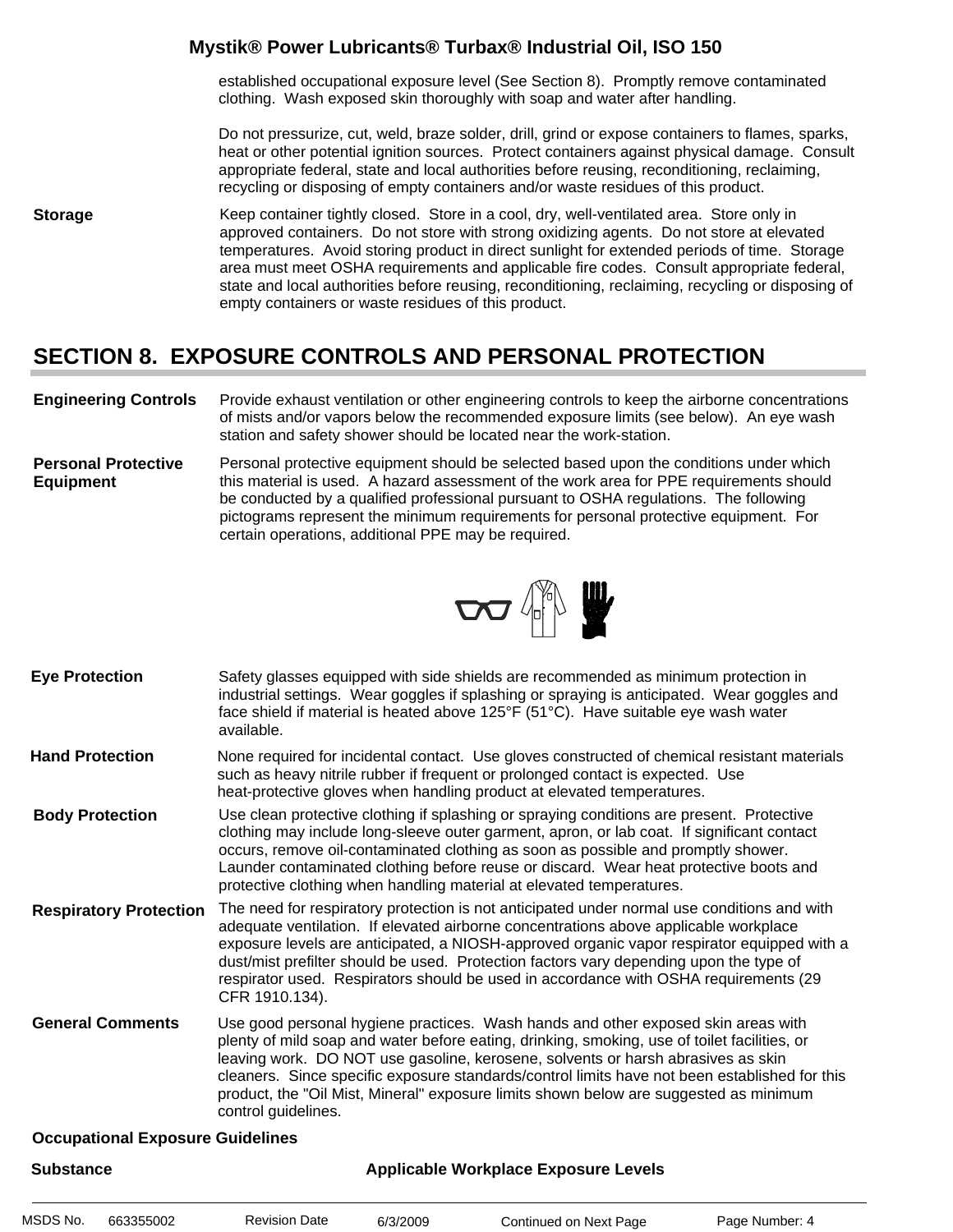established occupational exposure level (See Section 8). Promptly remove contaminated clothing. Wash exposed skin thoroughly with soap and water after handling.

Do not pressurize, cut, weld, braze solder, drill, grind or expose containers to flames, sparks, heat or other potential ignition sources. Protect containers against physical damage. Consult appropriate federal, state and local authorities before reusing, reconditioning, reclaiming, recycling or disposing of empty containers and/or waste residues of this product.

**Storage**

Keep container tightly closed. Store in a cool, dry, well-ventilated area. Store only in approved containers. Do not store with strong oxidizing agents. Do not store at elevated temperatures. Avoid storing product in direct sunlight for extended periods of time. Storage area must meet OSHA requirements and applicable fire codes. Consult appropriate federal, state and local authorities before reusing, reconditioning, reclaiming, recycling or disposing of empty containers or waste residues of this product.

## SECTION 8. EXPOSURE CONTROLS AND PERSONAL PROTECTION

**Engineering Controls**

Provide exhaust ventilation or other engineering controls to keep the airborne concentrations of mists and/or vapors below the recommended exposure limits (see below). An eye wash station and safety shower should be located near the work-station.

**Personal Protective Equipment**

Personal protective equipment should be selected based upon the conditions under which this material is used. A hazard assessment of the work area for PPE requirements should be conducted by a qualified professional pursuant to OSHA regulations. The following pictograms represent the minimum requirements for personal protective equipment. For certain operations, additional PPE may be required.

**Eye Protection**

Safety glasses equipped with side shields are recommended as minimum protection in industrial settings. Wear goggles if splashing or spraying is anticipated. Wear goggles and face shield if material is heated above 125°F (51°C). Have suitable eye wash water available.

**Hand Protection**

None required for incidental contact. Use gloves constructed of chemical resistant materials such as heavy nitrile rubber if frequent or prolonged contact is expected. Use heat-protective gloves when handling product at elevated temperatures.

**Body Protection**

Use clean protective clothing if splashing or spraying conditions are present. Protective clothing may include long-sleeve outer garment, apron, or lab coat. If significant contact occurs, remove oil-contaminated clothing as soon as possible and promptly shower. Launder contaminated clothing before reuse or discard. Wear heat protective boots and protective clothing when handling material at elevated temperatures.

**Respiratory Protection**

The need for respiratory protection is not anticipated under normal use conditions and with adequate ventilation. If elevated airborne concentrations above applicable workplace exposure levels are anticipated, a NIOSH-approved organic vapor respirator equipped with a dust/mist prefilter should be used. Protection factors vary depending upon the type of respirator used. Respirators should be used in accordance with OSHA requirements (29 CFR 1910.134).

**General Comments**

Use good personal hygiene practices. Wash hands and other exposed skin areas with plenty of mild soap and water before eating, drinking, smoking, use of toilet facilities, or leaving work. DO NOT use gasoline, kerosene, solvents or harsh abrasives as skin cleaners. Since specific exposure standards/control limits have not been established for this product, the "Oil Mist, Mineral" exposure limits shown below are suggested as minimum control guidelines.

**Occupational Exposure Guidelines**

| Substance | Applicable Workplace Exposure Levels |
|---|---|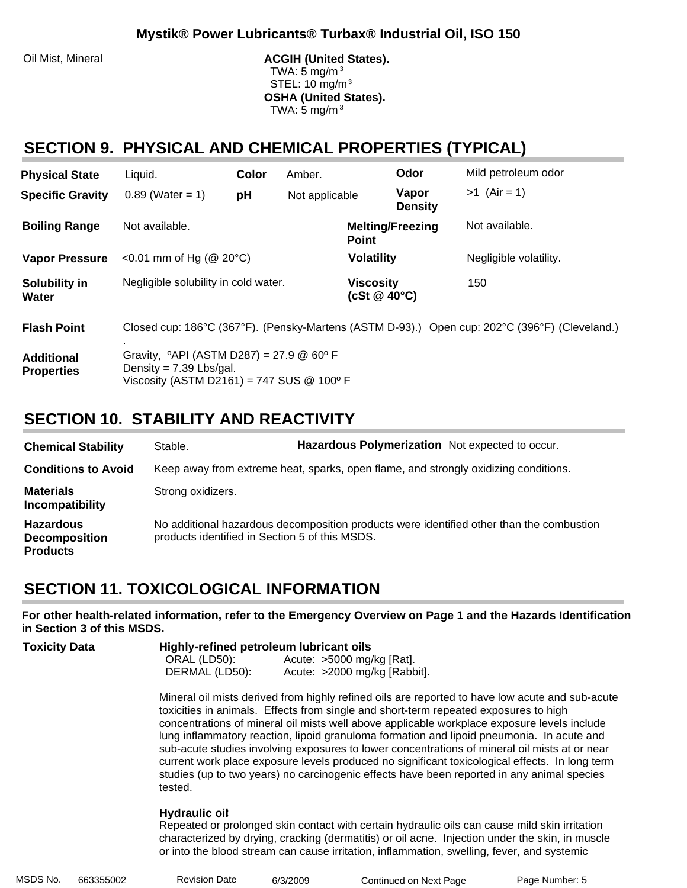| Oil Mist, Mineral | **ACGIH (United States).** TWA: 5 $mg/m^3$ STEL: 10 $mg/m^3$ **OSHA (United States).** TWA: 5 $mg/m^3$ |
|---|---|

## SECTION 9. PHYSICAL AND CHEMICAL PROPERTIES (TYPICAL)

| | | | | | |
|---|---|---|---|---|---|
| **Physical State** | Liquid. | **Color** | Amber. | **Odor** | Mild petroleum odor |
| **Specific Gravity** | 0.89 (Water = 1) | **pH** | Not applicable | **Vapor Density** | >1 (Air = 1) |
| **Boiling Range** | Not available. | | | **Melting/Freezing Point** | Not available. |
| **Vapor Pressure** | <0.01 mm of Hg (@ 20°C) | | | **Volatility** | Negligible volatility. |
| **Solubility in Water** | Negligible solubility in cold water. | | | **Viscosity (cSt @ 40°C)** | 150 |

**Flash Point** Closed cup: 186°C (367°F). (Pensky-Martens (ASTM D-93).) Open cup: 202°C (396°F) (Cleveland.) .

**Additional Properties**
Gravity, ºAPI (ASTM D287) = 27.9 @ 60º F
Density = 7.39 Lbs/gal.
Viscosity (ASTM D2161) = 747 SUS @ 100º F

## SECTION 10. STABILITY AND REACTIVITY

**Chemical Stability** Stable. **Hazardous Polymerization** Not expected to occur.

**Conditions to Avoid** Keep away from extreme heat, sparks, open flame, and strongly oxidizing conditions.

**Materials Incompatibility** Strong oxidizers.

**Hazardous Decomposition Products** No additional hazardous decomposition products were identified other than the combustion products identified in Section 5 of this MSDS.

## SECTION 11. TOXICOLOGICAL INFORMATION

**For other health-related information, refer to the Emergency Overview on Page 1 and the Hazards Identification in Section 3 of this MSDS.**

**Toxicity Data**

**Highly-refined petroleum lubricant oils**

| | |
|---|---|
| ORAL (LD50): | Acute: >5000 mg/kg [Rat]. |
| DERMAL (LD50): | Acute: >2000 mg/kg [Rabbit]. |

Mineral oil mists derived from highly refined oils are reported to have low acute and sub-acute toxicities in animals. Effects from single and short-term repeated exposures to high concentrations of mineral oil mists well above applicable workplace exposure levels include lung inflammatory reaction, lipoid granuloma formation and lipoid pneumonia. In acute and sub-acute studies involving exposures to lower concentrations of mineral oil mists at or near current work place exposure levels produced no significant toxicological effects. In long term studies (up to two years) no carcinogenic effects have been reported in any animal species tested.

**Hydraulic oil**
Repeated or prolonged skin contact with certain hydraulic oils can cause mild skin irritation characterized by drying, cracking (dermatitis) or oil acne. Injection under the skin, in muscle or into the blood stream can cause irritation, inflammation, swelling, fever, and systemic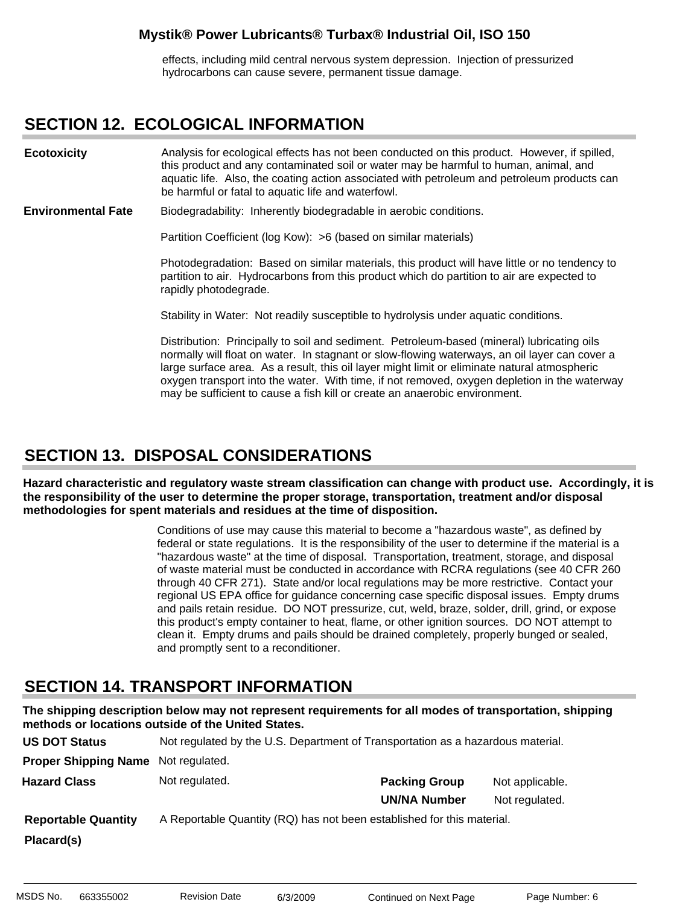effects, including mild central nervous system depression. Injection of pressurized hydrocarbons can cause severe, permanent tissue damage.

## SECTION 12. ECOLOGICAL INFORMATION

**Ecotoxicity**

Analysis for ecological effects has not been conducted on this product. However, if spilled, this product and any contaminated soil or water may be harmful to human, animal, and aquatic life. Also, the coating action associated with petroleum and petroleum products can be harmful or fatal to aquatic life and waterfowl.

**Environmental Fate**

Biodegradability: Inherently biodegradable in aerobic conditions.

Partition Coefficient (log Kow): >6 (based on similar materials)

Photodegradation: Based on similar materials, this product will have little or no tendency to partition to air. Hydrocarbons from this product which do partition to air are expected to rapidly photodegrade.

Stability in Water: Not readily susceptible to hydrolysis under aquatic conditions.

Distribution: Principally to soil and sediment. Petroleum-based (mineral) lubricating oils normally will float on water. In stagnant or slow-flowing waterways, an oil layer can cover a large surface area. As a result, this oil layer might limit or eliminate natural atmospheric oxygen transport into the water. With time, if not removed, oxygen depletion in the waterway may be sufficient to cause a fish kill or create an anaerobic environment.

## SECTION 13. DISPOSAL CONSIDERATIONS

**Hazard characteristic and regulatory waste stream classification can change with product use. Accordingly, it is the responsibility of the user to determine the proper storage, transportation, treatment and/or disposal methodologies for spent materials and residues at the time of disposition.**

Conditions of use may cause this material to become a "hazardous waste", as defined by federal or state regulations. It is the responsibility of the user to determine if the material is a "hazardous waste" at the time of disposal. Transportation, treatment, storage, and disposal of waste material must be conducted in accordance with RCRA regulations (see 40 CFR 260 through 40 CFR 271). State and/or local regulations may be more restrictive. Contact your regional US EPA office for guidance concerning case specific disposal issues. Empty drums and pails retain residue. DO NOT pressurize, cut, weld, braze, solder, drill, grind, or expose this product's empty container to heat, flame, or other ignition sources. DO NOT attempt to clean it. Empty drums and pails should be drained completely, properly bunged or sealed, and promptly sent to a reconditioner.

## SECTION 14. TRANSPORT INFORMATION

**The shipping description below may not represent requirements for all modes of transportation, shipping methods or locations outside of the United States.**

**US DOT Status** Not regulated by the U.S. Department of Transportation as a hazardous material.

**Proper Shipping Name** Not regulated.

**Hazard Class** Not regulated.

**Packing Group** Not applicable.

**UN/NA Number** Not regulated.

**Reportable Quantity** A Reportable Quantity (RQ) has not been established for this material.

**Placard(s)**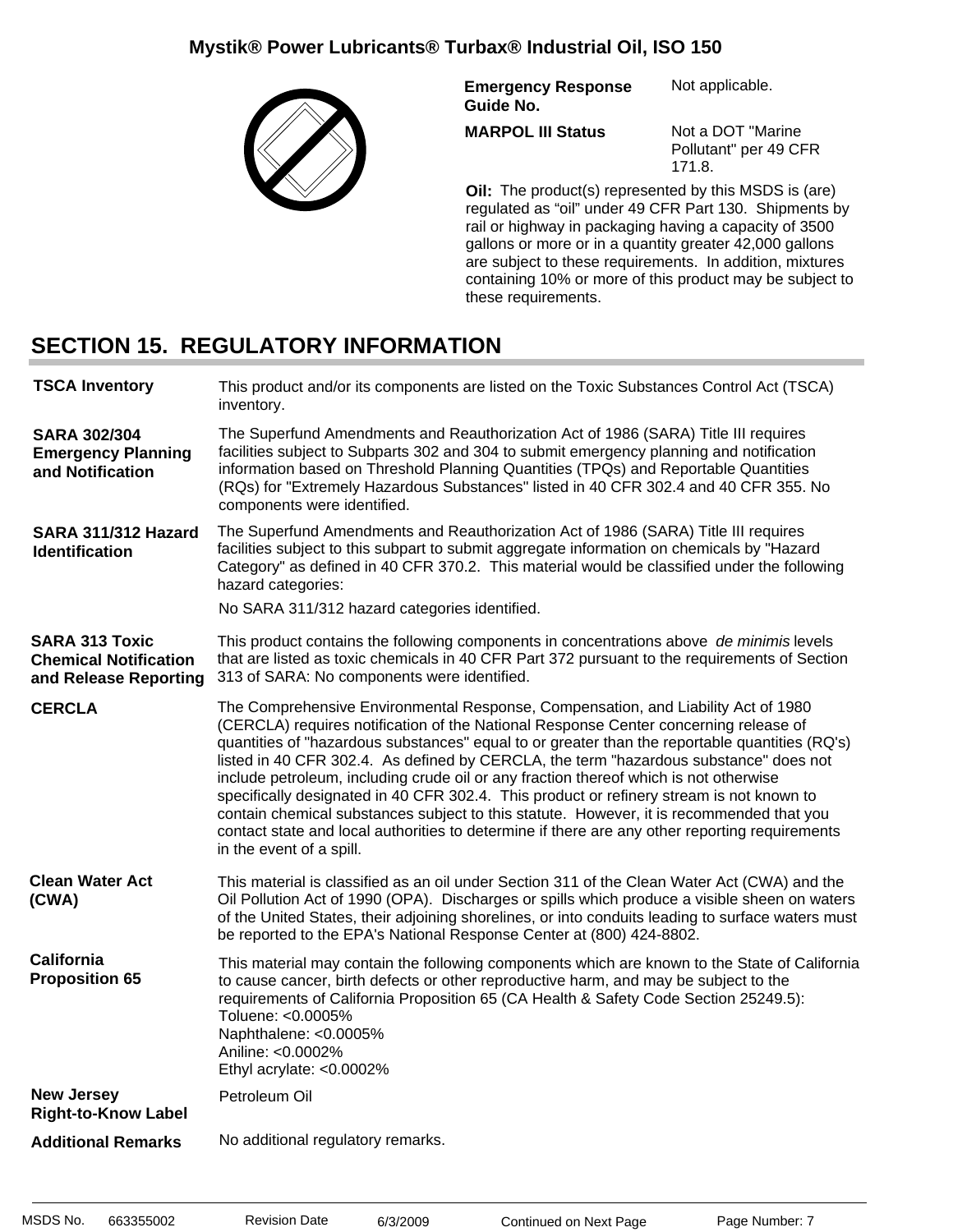| | |
|---|---|
| **Emergency Response Guide No.** | Not applicable. |
| **MARPOL III Status** | Not a DOT "Marine Pollutant" per 49 CFR 171.8. |

**Oil:** The product(s) represented by this MSDS is (are) regulated as "oil" under 49 CFR Part 130. Shipments by rail or highway in packaging having a capacity of 3500 gallons or more or in a quantity greater 42,000 gallons are subject to these requirements. In addition, mixtures containing 10% or more of this product may be subject to these requirements.

## SECTION 15. REGULATORY INFORMATION

**TSCA Inventory**

This product and/or its components are listed on the Toxic Substances Control Act (TSCA) inventory.

**SARA 302/304 Emergency Planning and Notification**

The Superfund Amendments and Reauthorization Act of 1986 (SARA) Title III requires facilities subject to Subparts 302 and 304 to submit emergency planning and notification information based on Threshold Planning Quantities (TPQs) and Reportable Quantities (RQs) for "Extremely Hazardous Substances" listed in 40 CFR 302.4 and 40 CFR 355. No components were identified.

**SARA 311/312 Hazard Identification**

The Superfund Amendments and Reauthorization Act of 1986 (SARA) Title III requires facilities subject to this subpart to submit aggregate information on chemicals by "Hazard Category" as defined in 40 CFR 370.2. This material would be classified under the following hazard categories:

No SARA 311/312 hazard categories identified.

**SARA 313 Toxic Chemical Notification and Release Reporting**

This product contains the following components in concentrations above *de minimis* levels that are listed as toxic chemicals in 40 CFR Part 372 pursuant to the requirements of Section 313 of SARA: No components were identified.

**CERCLA**

The Comprehensive Environmental Response, Compensation, and Liability Act of 1980 (CERCLA) requires notification of the National Response Center concerning release of quantities of "hazardous substances" equal to or greater than the reportable quantities (RQ's) listed in 40 CFR 302.4. As defined by CERCLA, the term "hazardous substance" does not include petroleum, including crude oil or any fraction thereof which is not otherwise specifically designated in 40 CFR 302.4. This product or refinery stream is not known to contain chemical substances subject to this statute. However, it is recommended that you contact state and local authorities to determine if there are any other reporting requirements in the event of a spill.

**Clean Water Act (CWA)**

This material is classified as an oil under Section 311 of the Clean Water Act (CWA) and the Oil Pollution Act of 1990 (OPA). Discharges or spills which produce a visible sheen on waters of the United States, their adjoining shorelines, or into conduits leading to surface waters must be reported to the EPA's National Response Center at (800) 424-8802.

**California Proposition 65**

This material may contain the following components which are known to the State of California to cause cancer, birth defects or other reproductive harm, and may be subject to the requirements of California Proposition 65 (CA Health & Safety Code Section 25249.5):
Toluene: <0.0005%
Naphthalene: <0.0005%
Aniline: <0.0002%
Ethyl acrylate: <0.0002%

**New Jersey Right-to-Know Label**

Petroleum Oil

**Additional Remarks**

No additional regulatory remarks.

MSDS No. 663355002 Revision Date 6/3/2009 Continued on Next Page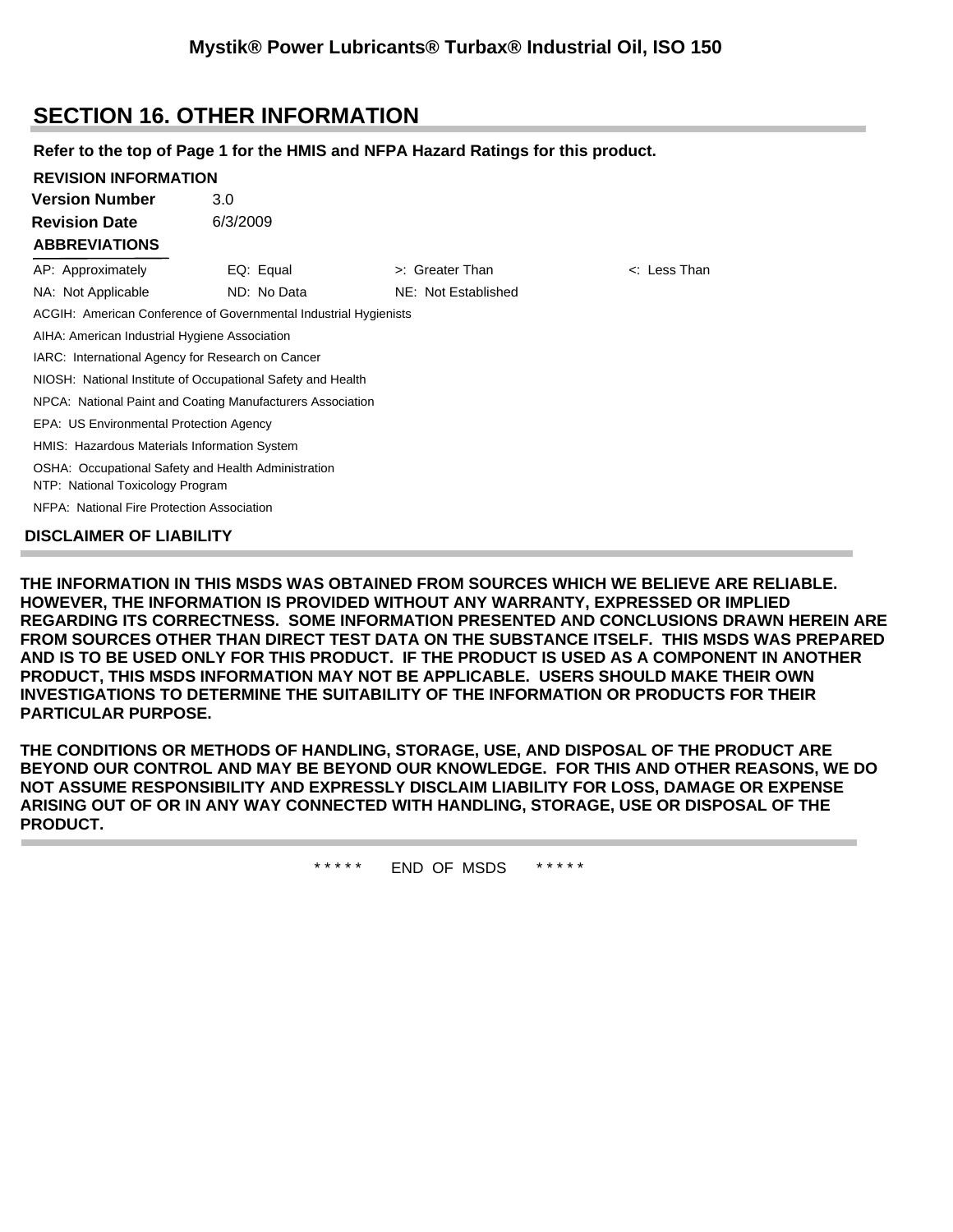## SECTION 16. OTHER INFORMATION

**Refer to the top of Page 1 for the HMIS and NFPA Hazard Ratings for this product.**

**REVISION INFORMATION**

| | |
|---|---|
| **Version Number** | 3.0 |
| **Revision Date** | 6/3/2009 |

**ABBREVIATIONS**

| | | | |
|---|---|---|---|
| AP: Approximately | EQ: Equal | >: Greater Than | <: Less Than |
| NA: Not Applicable | ND: No Data | NE: Not Established | |

ACGIH: American Conference of Governmental Industrial Hygienists

AIHA: American Industrial Hygiene Association

IARC: International Agency for Research on Cancer

NIOSH: National Institute of Occupational Safety and Health

NPCA: National Paint and Coating Manufacturers Association

EPA: US Environmental Protection Agency

HMIS: Hazardous Materials Information System

OSHA: Occupational Safety and Health Administration

NTP: National Toxicology Program

NFPA: National Fire Protection Association

**DISCLAIMER OF LIABILITY**

**THE INFORMATION IN THIS MSDS WAS OBTAINED FROM SOURCES WHICH WE BELIEVE ARE RELIABLE. HOWEVER, THE INFORMATION IS PROVIDED WITHOUT ANY WARRANTY, EXPRESSED OR IMPLIED REGARDING ITS CORRECTNESS. SOME INFORMATION PRESENTED AND CONCLUSIONS DRAWN HEREIN ARE FROM SOURCES OTHER THAN DIRECT TEST DATA ON THE SUBSTANCE ITSELF. THIS MSDS WAS PREPARED AND IS TO BE USED ONLY FOR THIS PRODUCT. IF THE PRODUCT IS USED AS A COMPONENT IN ANOTHER PRODUCT, THIS MSDS INFORMATION MAY NOT BE APPLICABLE. USERS SHOULD MAKE THEIR OWN INVESTIGATIONS TO DETERMINE THE SUITABILITY OF THE INFORMATION OR PRODUCTS FOR THEIR PARTICULAR PURPOSE.**

**THE CONDITIONS OR METHODS OF HANDLING, STORAGE, USE, AND DISPOSAL OF THE PRODUCT ARE BEYOND OUR CONTROL AND MAY BE BEYOND OUR KNOWLEDGE. FOR THIS AND OTHER REASONS, WE DO NOT ASSUME RESPONSIBILITY AND EXPRESSLY DISCLAIM LIABILITY FOR LOSS, DAMAGE OR EXPENSE ARISING OUT OF OR IN ANY WAY CONNECTED WITH HANDLING, STORAGE, USE OR DISPOSAL OF THE PRODUCT.**

***** END OF MSDS *****